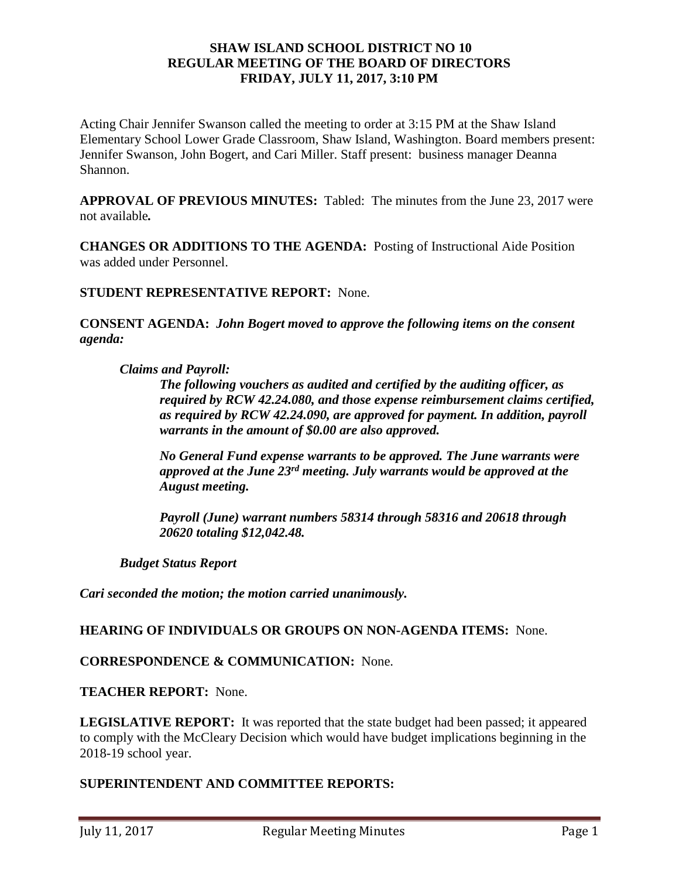**SHAW ISLAND SCHOOL DISTRICT NO 10**
**REGULAR MEETING OF THE BOARD OF DIRECTORS**
**FRIDAY, JULY 11, 2017, 3:10 PM**

Acting Chair Jennifer Swanson called the meeting to order at 3:15 PM at the Shaw Island Elementary School Lower Grade Classroom, Shaw Island, Washington. Board members present: Jennifer Swanson, John Bogert, and Cari Miller. Staff present: business manager Deanna Shannon.

**APPROVAL OF PREVIOUS MINUTES:** Tabled: The minutes from the June 23, 2017 were not available***.***

**CHANGES OR ADDITIONS TO THE AGENDA:** Posting of Instructional Aide Position was added under Personnel.

**STUDENT REPRESENTATIVE REPORT:** None.

**CONSENT AGENDA:** ***John Bogert moved to approve the following items on the consent agenda:***

***Claims and Payroll:***

> ***The following vouchers as audited and certified by the auditing officer, as required by RCW 42.24.080, and those expense reimbursement claims certified, as required by RCW 42.24.090, are approved for payment. In addition, payroll warrants in the amount of $0.00 are also approved.***
>
> ***No General Fund expense warrants to be approved. The June warrants were approved at the June 23rd meeting. July warrants would be approved at the August meeting.***
>
> ***Payroll (June) warrant numbers 58314 through 58316 and 20618 through 20620 totaling $12,042.48.***

***Budget Status Report***

***Cari seconded the motion; the motion carried unanimously.***

**HEARING OF INDIVIDUALS OR GROUPS ON NON-AGENDA ITEMS:** None.

**CORRESPONDENCE & COMMUNICATION:** None.

**TEACHER REPORT:** None.

**LEGISLATIVE REPORT:** It was reported that the state budget had been passed; it appeared to comply with the McCleary Decision which would have budget implications beginning in the 2018-19 school year.

**SUPERINTENDENT AND COMMITTEE REPORTS:**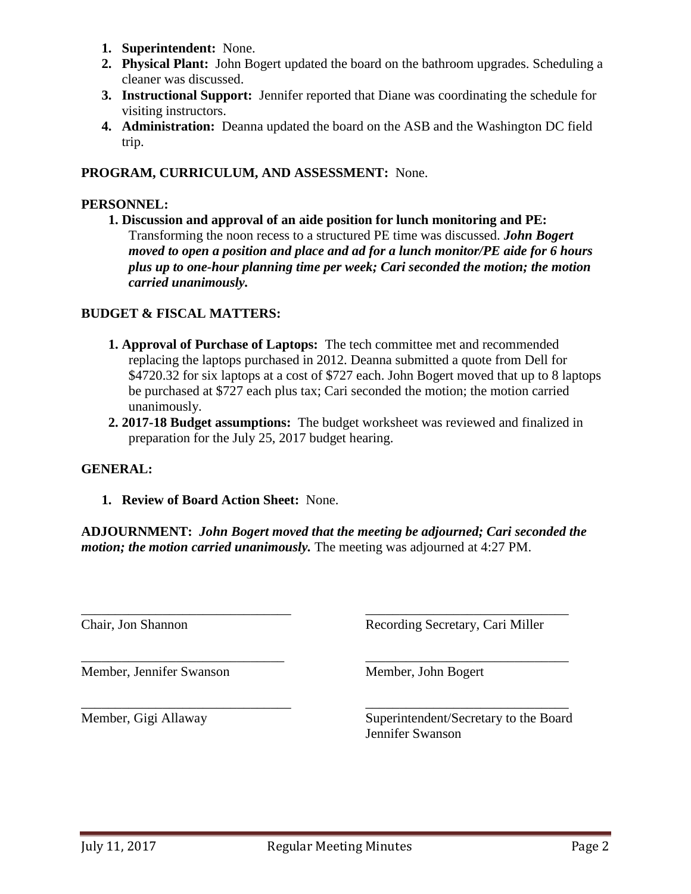1. **Superintendent:** None.
2. **Physical Plant:** John Bogert updated the board on the bathroom upgrades. Scheduling a cleaner was discussed.
3. **Instructional Support:** Jennifer reported that Diane was coordinating the schedule for visiting instructors.
4. **Administration:** Deanna updated the board on the ASB and the Washington DC field trip.

**PROGRAM, CURRICULUM, AND ASSESSMENT:** None.

**PERSONNEL:**

1. **Discussion and approval of an aide position for lunch monitoring and PE:** Transforming the noon recess to a structured PE time was discussed. ***John Bogert moved to open a position and place and ad for a lunch monitor/PE aide for 6 hours plus up to one-hour planning time per week; Cari seconded the motion; the motion carried unanimously.***

**BUDGET & FISCAL MATTERS:**

1. **Approval of Purchase of Laptops:** The tech committee met and recommended replacing the laptops purchased in 2012. Deanna submitted a quote from Dell for $4720.32 for six laptops at a cost of $727 each. John Bogert moved that up to 8 laptops be purchased at $727 each plus tax; Cari seconded the motion; the motion carried unanimously.
2. **2017-18 Budget assumptions:** The budget worksheet was reviewed and finalized in preparation for the July 25, 2017 budget hearing.

**GENERAL:**

1. **Review of Board Action Sheet:** None.

**ADJOURNMENT:** ***John Bogert moved that the meeting be adjourned; Cari seconded the motion; the motion carried unanimously.*** The meeting was adjourned at 4:27 PM.

| | |
|---|---|
| _______________________________ | _______________________________ |
| Chair, Jon Shannon | Recording Secretary, Cari Miller |
| _______________________________ | _______________________________ |
| Member, Jennifer Swanson | Member, John Bogert |
| _______________________________ | _______________________________ |
| Member, Gigi Allaway | Superintendent/Secretary to the Board Jennifer Swanson |